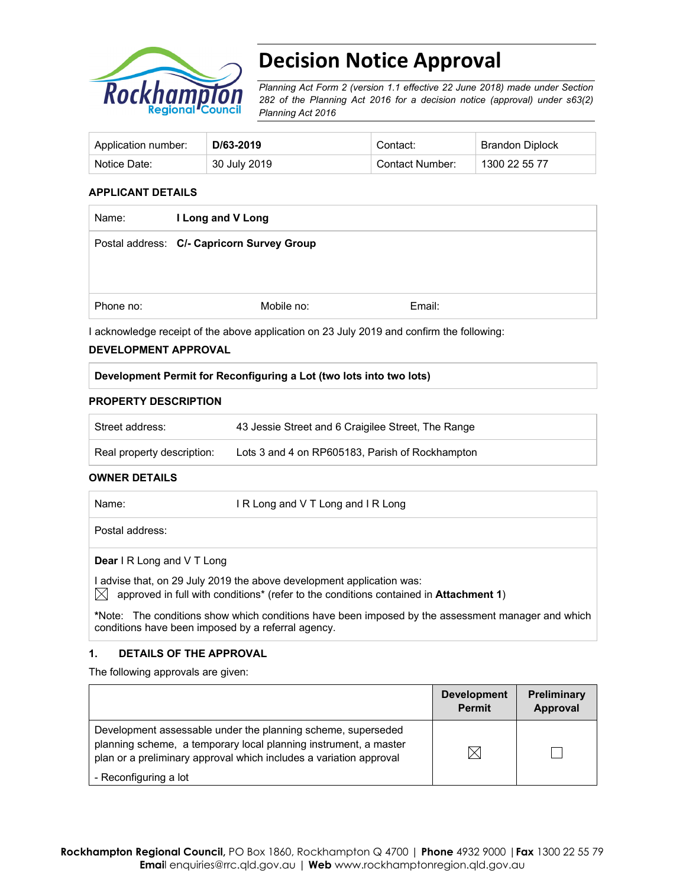# Decision Notice Approval

*Planning Act Form 2 (version 1.1 effective 22 June 2018) made under Section 282 of the Planning Act 2016 for a decision notice (approval) under s63(2) Planning Act 2016*

| Application number: | **D/63-2019** | Contact: | Brandon Diplock |
|---|---|---|---|
| Notice Date: | 30 July 2019 | Contact Number: | 1300 22 55 77 |

**APPLICANT DETAILS**

| | | |
|---|---|---|
| Name: **I Long and V Long** | | |
| Postal address: **C/- Capricorn Survey Group** | | |
| Phone no: | Mobile no: | Email: |

I acknowledge receipt of the above application on 23 July 2019 and confirm the following:

**DEVELOPMENT APPROVAL**

| **Development Permit for Reconfiguring a Lot (two lots into two lots)** |
|---|

**PROPERTY DESCRIPTION**

| | |
|---|---|
| Street address: | 43 Jessie Street and 6 Craigilee Street, The Range |
| Real property description: | Lots 3 and 4 on RP605183, Parish of Rockhampton |

**OWNER DETAILS**

| | |
|---|---|
| Name: | I R Long and V T Long and I R Long |
| Postal address: | |

**Dear** I R Long and V T Long

I advise that, on 29 July 2019 the above development application was:

☒ approved in full with conditions* (refer to the conditions contained in **Attachment 1**)

*Note: The conditions show which conditions have been imposed by the assessment manager and which conditions have been imposed by a referral agency.

## 1. DETAILS OF THE APPROVAL

The following approvals are given:

| | Development Permit | Preliminary Approval |
|---|---|---|
| Development assessable under the planning scheme, superseded planning scheme, a temporary local planning instrument, a master plan or a preliminary approval which includes a variation approval<br>- Reconfiguring a lot | ☒ | ☐ |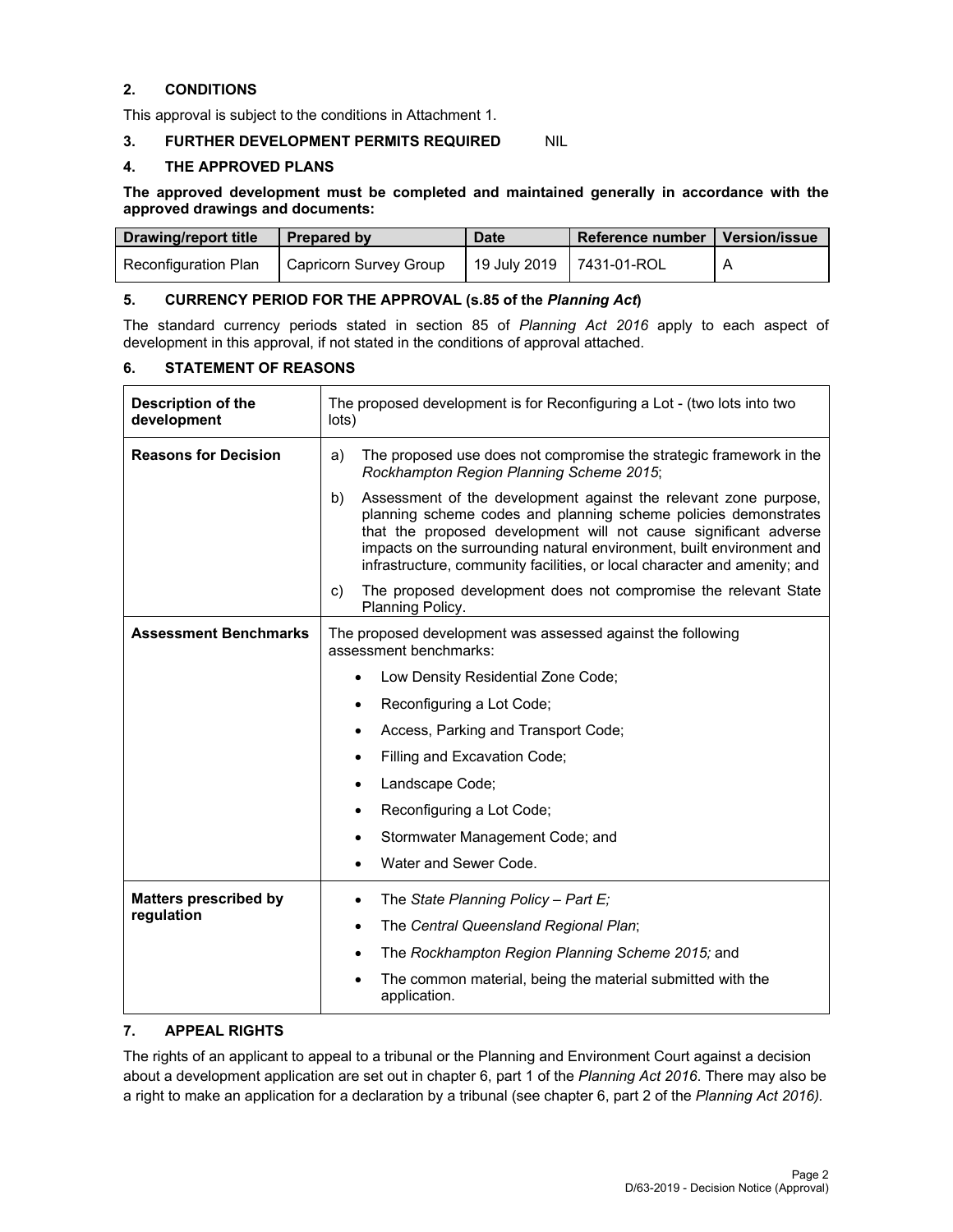## 2. CONDITIONS

This approval is subject to the conditions in Attachment 1.

## 3. FURTHER DEVELOPMENT PERMITS REQUIRED NIL

## 4. THE APPROVED PLANS

**The approved development must be completed and maintained generally in accordance with the approved drawings and documents:**

| Drawing/report title | Prepared by | Date | Reference number | Version/issue |
|---|---|---|---|---|
| Reconfiguration Plan | Capricorn Survey Group | 19 July 2019 | 7431-01-ROL | A |

## 5. CURRENCY PERIOD FOR THE APPROVAL (s.85 of the *Planning Act*)

The standard currency periods stated in section 85 of *Planning Act 2016* apply to each aspect of development in this approval, if not stated in the conditions of approval attached.

## 6. STATEMENT OF REASONS

| | |
|---|---|
| **Description of the development** | The proposed development is for Reconfiguring a Lot - (two lots into two lots) |
| **Reasons for Decision** | a) The proposed use does not compromise the strategic framework in the *Rockhampton Region Planning Scheme 2015*;<br>b) Assessment of the development against the relevant zone purpose, planning scheme codes and planning scheme policies demonstrates that the proposed development will not cause significant adverse impacts on the surrounding natural environment, built environment and infrastructure, community facilities, or local character and amenity; and<br>c) The proposed development does not compromise the relevant State Planning Policy. |
| **Assessment Benchmarks** | The proposed development was assessed against the following assessment benchmarks:<br>• Low Density Residential Zone Code;<br>• Reconfiguring a Lot Code;<br>• Access, Parking and Transport Code;<br>• Filling and Excavation Code;<br>• Landscape Code;<br>• Reconfiguring a Lot Code;<br>• Stormwater Management Code; and<br>• Water and Sewer Code. |
| **Matters prescribed by regulation** | • The *State Planning Policy – Part E;*<br>• The *Central Queensland Regional Plan*;<br>• The *Rockhampton Region Planning Scheme 2015;* and<br>• The common material, being the material submitted with the application. |

## 7. APPEAL RIGHTS

The rights of an applicant to appeal to a tribunal or the Planning and Environment Court against a decision about a development application are set out in chapter 6, part 1 of the *Planning Act 2016*. There may also be a right to make an application for a declaration by a tribunal (see chapter 6, part 2 of the *Planning Act 2016).*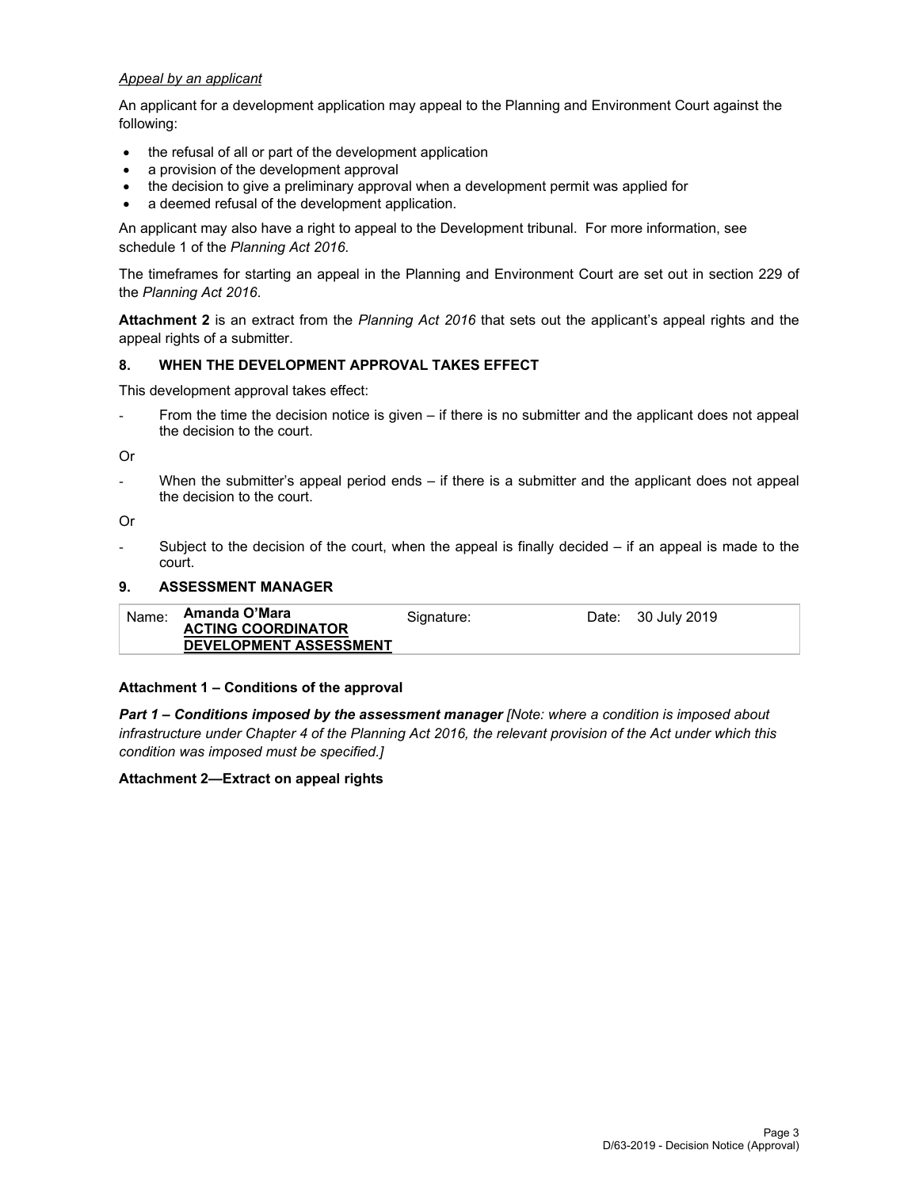*Appeal by an applicant*

An applicant for a development application may appeal to the Planning and Environment Court against the following:

- the refusal of all or part of the development application
- a provision of the development approval
- the decision to give a preliminary approval when a development permit was applied for
- a deemed refusal of the development application.

An applicant may also have a right to appeal to the Development tribunal. For more information, see schedule 1 of the *Planning Act 2016*.

The timeframes for starting an appeal in the Planning and Environment Court are set out in section 229 of the *Planning Act 2016*.

**Attachment 2** is an extract from the *Planning Act 2016* that sets out the applicant's appeal rights and the appeal rights of a submitter.

## 8. WHEN THE DEVELOPMENT APPROVAL TAKES EFFECT

This development approval takes effect:

- From the time the decision notice is given – if there is no submitter and the applicant does not appeal the decision to the court.

Or

- When the submitter's appeal period ends – if there is a submitter and the applicant does not appeal the decision to the court.

Or

- Subject to the decision of the court, when the appeal is finally decided – if an appeal is made to the court.

## 9. ASSESSMENT MANAGER

| Name: | **Amanda O'Mara** **ACTING COORDINATOR DEVELOPMENT ASSESSMENT** | Signature: | Date: 30 July 2019 |
|---|---|---|---|

**Attachment 1 – Conditions of the approval**

***Part 1 – Conditions imposed by the assessment manager*** *[Note: where a condition is imposed about infrastructure under Chapter 4 of the Planning Act 2016, the relevant provision of the Act under which this condition was imposed must be specified.]*

**Attachment 2—Extract on appeal rights**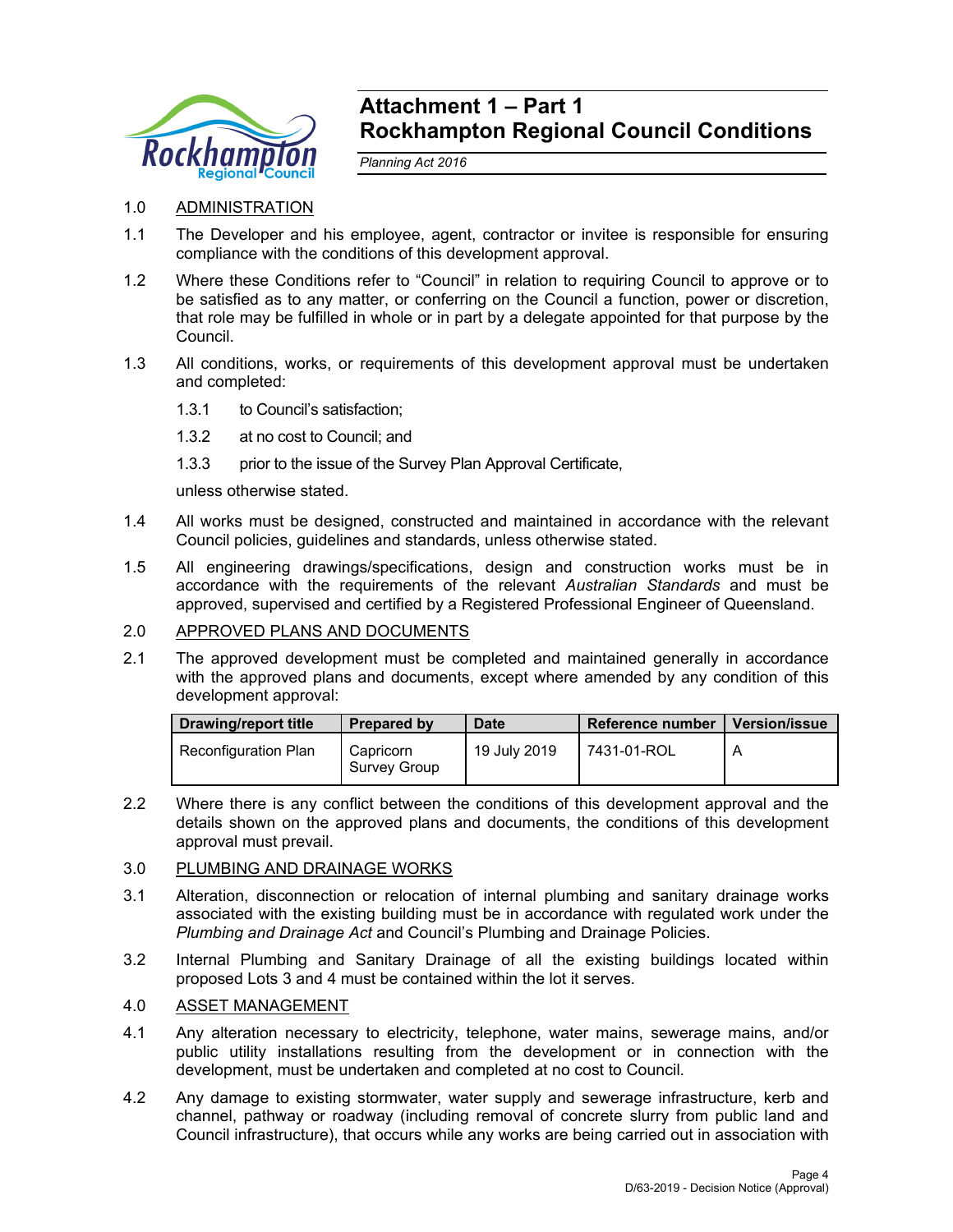# Attachment 1 – Part 1
# Rockhampton Regional Council Conditions

*Planning Act 2016*

1.0 ADMINISTRATION

1.1 The Developer and his employee, agent, contractor or invitee is responsible for ensuring compliance with the conditions of this development approval.

1.2 Where these Conditions refer to "Council" in relation to requiring Council to approve or to be satisfied as to any matter, or conferring on the Council a function, power or discretion, that role may be fulfilled in whole or in part by a delegate appointed for that purpose by the Council.

1.3 All conditions, works, or requirements of this development approval must be undertaken and completed:

1.3.1 to Council's satisfaction;

1.3.2 at no cost to Council; and

1.3.3 prior to the issue of the Survey Plan Approval Certificate,

unless otherwise stated.

1.4 All works must be designed, constructed and maintained in accordance with the relevant Council policies, guidelines and standards, unless otherwise stated.

1.5 All engineering drawings/specifications, design and construction works must be in accordance with the requirements of the relevant *Australian Standards* and must be approved, supervised and certified by a Registered Professional Engineer of Queensland.

2.0 APPROVED PLANS AND DOCUMENTS

2.1 The approved development must be completed and maintained generally in accordance with the approved plans and documents, except where amended by any condition of this development approval:

| Drawing/report title | Prepared by | Date | Reference number | Version/issue |
|---|---|---|---|---|
| Reconfiguration Plan | Capricorn Survey Group | 19 July 2019 | 7431-01-ROL | A |

2.2 Where there is any conflict between the conditions of this development approval and the details shown on the approved plans and documents, the conditions of this development approval must prevail.

3.0 PLUMBING AND DRAINAGE WORKS

3.1 Alteration, disconnection or relocation of internal plumbing and sanitary drainage works associated with the existing building must be in accordance with regulated work under the *Plumbing and Drainage Act* and Council's Plumbing and Drainage Policies.

3.2 Internal Plumbing and Sanitary Drainage of all the existing buildings located within proposed Lots 3 and 4 must be contained within the lot it serves.

4.0 ASSET MANAGEMENT

4.1 Any alteration necessary to electricity, telephone, water mains, sewerage mains, and/or public utility installations resulting from the development or in connection with the development, must be undertaken and completed at no cost to Council.

4.2 Any damage to existing stormwater, water supply and sewerage infrastructure, kerb and channel, pathway or roadway (including removal of concrete slurry from public land and Council infrastructure), that occurs while any works are being carried out in association with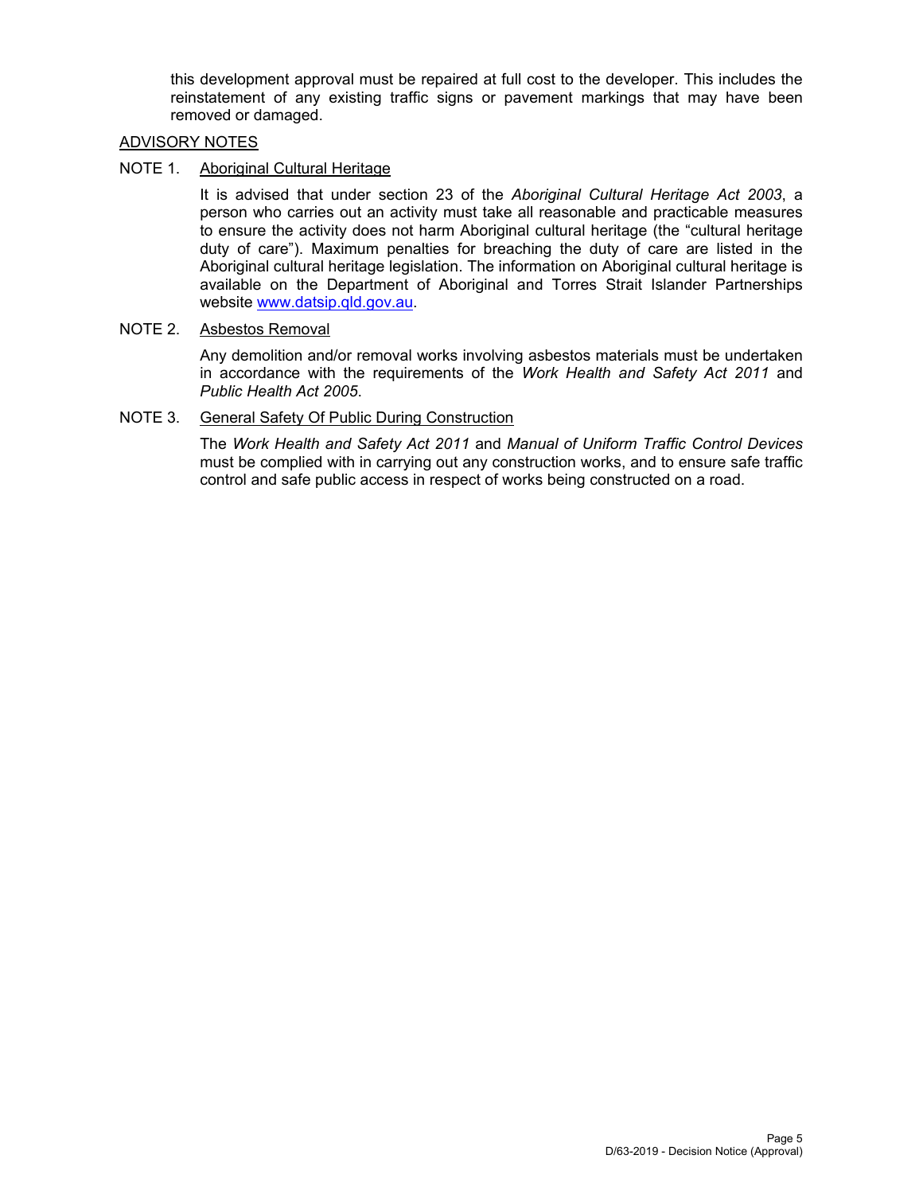this development approval must be repaired at full cost to the developer. This includes the reinstatement of any existing traffic signs or pavement markings that may have been removed or damaged.

ADVISORY NOTES

NOTE 1. Aboriginal Cultural Heritage

It is advised that under section 23 of the *Aboriginal Cultural Heritage Act 2003*, a person who carries out an activity must take all reasonable and practicable measures to ensure the activity does not harm Aboriginal cultural heritage (the "cultural heritage duty of care"). Maximum penalties for breaching the duty of care are listed in the Aboriginal cultural heritage legislation. The information on Aboriginal cultural heritage is available on the Department of Aboriginal and Torres Strait Islander Partnerships website [www.datsip.qld.gov.au](http://www.datsip.qld.gov.au).

NOTE 2. Asbestos Removal

Any demolition and/or removal works involving asbestos materials must be undertaken in accordance with the requirements of the *Work Health and Safety Act 2011* and *Public Health Act 2005*.

NOTE 3. General Safety Of Public During Construction

The *Work Health and Safety Act 2011* and *Manual of Uniform Traffic Control Devices* must be complied with in carrying out any construction works, and to ensure safe traffic control and safe public access in respect of works being constructed on a road.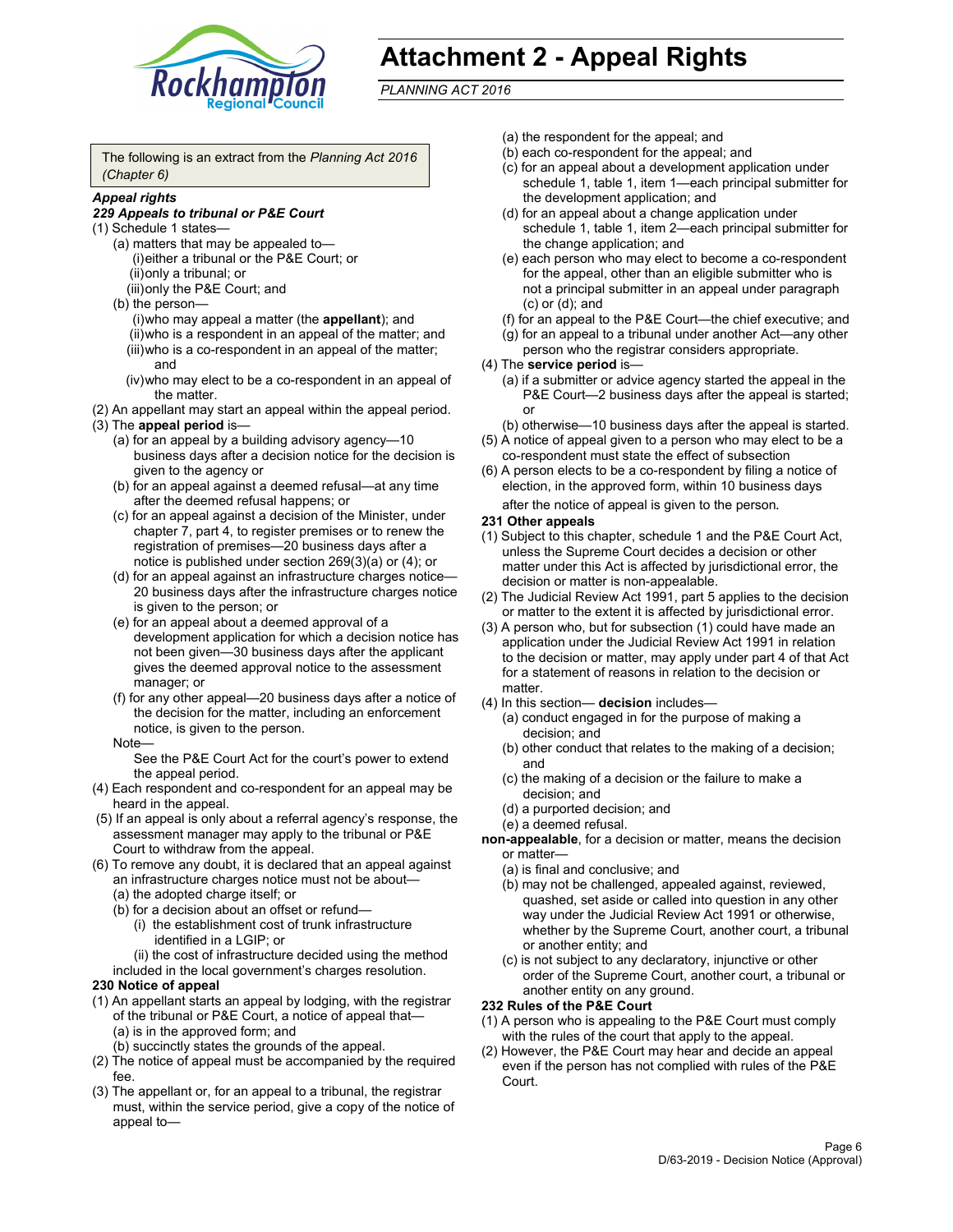# Attachment 2 - Appeal Rights

*PLANNING ACT 2016*

The following is an extract from the *Planning Act 2016 (Chapter 6)*

***Appeal rights***

***229 Appeals to tribunal or P&E Court***

(1) Schedule 1 states—
- (a) matters that may be appealed to—
  - (i) either a tribunal or the P&E Court; or
  - (ii) only a tribunal; or
  - (iii) only the P&E Court; and
- (b) the person—
  - (i) who may appeal a matter (the **appellant**); and
  - (ii) who is a respondent in an appeal of the matter; and
  - (iii) who is a co-respondent in an appeal of the matter; and
  - (iv) who may elect to be a co-respondent in an appeal of the matter.

(2) An appellant may start an appeal within the appeal period.

(3) The **appeal period** is—
- (a) for an appeal by a building advisory agency—10 business days after a decision notice for the decision is given to the agency or
- (b) for an appeal against a deemed refusal—at any time after the deemed refusal happens; or
- (c) for an appeal against a decision of the Minister, under chapter 7, part 4, to register premises or to renew the registration of premises—20 business days after a notice is published under section 269(3)(a) or (4); or
- (d) for an appeal against an infrastructure charges notice—20 business days after the infrastructure charges notice is given to the person; or
- (e) for an appeal about a deemed approval of a development application for which a decision notice has not been given—30 business days after the applicant gives the deemed approval notice to the assessment manager; or
- (f) for any other appeal—20 business days after a notice of the decision for the matter, including an enforcement notice, is given to the person.

Note—

See the P&E Court Act for the court's power to extend the appeal period.

(4) Each respondent and co-respondent for an appeal may be heard in the appeal.

(5) If an appeal is only about a referral agency's response, the assessment manager may apply to the tribunal or P&E Court to withdraw from the appeal.

(6) To remove any doubt, it is declared that an appeal against an infrastructure charges notice must not be about—
- (a) the adopted charge itself; or
- (b) for a decision about an offset or refund—
  - (i) the establishment cost of trunk infrastructure identified in a LGIP; or
  - (ii) the cost of infrastructure decided using the method included in the local government's charges resolution.

**230 Notice of appeal**

(1) An appellant starts an appeal by lodging, with the registrar of the tribunal or P&E Court, a notice of appeal that—
- (a) is in the approved form; and
- (b) succinctly states the grounds of the appeal.

(2) The notice of appeal must be accompanied by the required fee.

(3) The appellant or, for an appeal to a tribunal, the registrar must, within the service period, give a copy of the notice of appeal to—
- (a) the respondent for the appeal; and
- (b) each co-respondent for the appeal; and
- (c) for an appeal about a development application under schedule 1, table 1, item 1—each principal submitter for the development application; and
- (d) for an appeal about a change application under schedule 1, table 1, item 2—each principal submitter for the change application; and
- (e) each person who may elect to become a co-respondent for the appeal, other than an eligible submitter who is not a principal submitter in an appeal under paragraph (c) or (d); and
- (f) for an appeal to the P&E Court—the chief executive; and
- (g) for an appeal to a tribunal under another Act—any other person who the registrar considers appropriate.

(4) The **service period** is—
- (a) if a submitter or advice agency started the appeal in the P&E Court—2 business days after the appeal is started; or
- (b) otherwise—10 business days after the appeal is started.

(5) A notice of appeal given to a person who may elect to be a co-respondent must state the effect of subsection

(6) A person elects to be a co-respondent by filing a notice of election, in the approved form, within 10 business days after the notice of appeal is given to the person.

**231 Other appeals**

(1) Subject to this chapter, schedule 1 and the P&E Court Act, unless the Supreme Court decides a decision or other matter under this Act is affected by jurisdictional error, the decision or matter is non-appealable.

(2) The Judicial Review Act 1991, part 5 applies to the decision or matter to the extent it is affected by jurisdictional error.

(3) A person who, but for subsection (1) could have made an application under the Judicial Review Act 1991 in relation to the decision or matter, may apply under part 4 of that Act for a statement of reasons in relation to the decision or matter.

(4) In this section— **decision** includes—
- (a) conduct engaged in for the purpose of making a decision; and
- (b) other conduct that relates to the making of a decision; and
- (c) the making of a decision or the failure to make a decision; and
- (d) a purported decision; and
- (e) a deemed refusal.

**non-appealable**, for a decision or matter, means the decision or matter—
- (a) is final and conclusive; and
- (b) may not be challenged, appealed against, reviewed, quashed, set aside or called into question in any other way under the Judicial Review Act 1991 or otherwise, whether by the Supreme Court, another court, a tribunal or another entity; and
- (c) is not subject to any declaratory, injunctive or other order of the Supreme Court, another court, a tribunal or another entity on any ground.

**232 Rules of the P&E Court**

(1) A person who is appealing to the P&E Court must comply with the rules of the court that apply to the appeal.

(2) However, the P&E Court may hear and decide an appeal even if the person has not complied with rules of the P&E Court.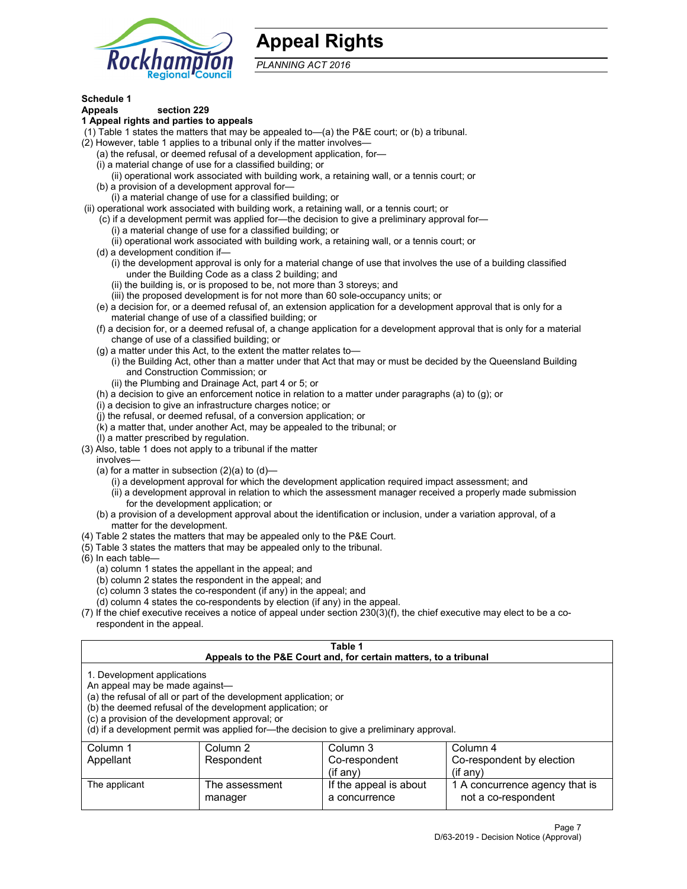# Appeal Rights

*PLANNING ACT 2016*

**Schedule 1**
**Appeals section 229**
**1 Appeal rights and parties to appeals**

(1) Table 1 states the matters that may be appealed to—(a) the P&E court; or (b) a tribunal.
(2) However, table 1 applies to a tribunal only if the matter involves—
  (a) the refusal, or deemed refusal of a development application, for—
  (i) a material change of use for a classified building; or
    (ii) operational work associated with building work, a retaining wall, or a tennis court; or
  (b) a provision of a development approval for—
    (i) a material change of use for a classified building; or
(ii) operational work associated with building work, a retaining wall, or a tennis court; or
  (c) if a development permit was applied for—the decision to give a preliminary approval for—
    (i) a material change of use for a classified building; or
    (ii) operational work associated with building work, a retaining wall, or a tennis court; or
  (d) a development condition if—
    (i) the development approval is only for a material change of use that involves the use of a building classified under the Building Code as a class 2 building; and
    (ii) the building is, or is proposed to be, not more than 3 storeys; and
    (iii) the proposed development is for not more than 60 sole-occupancy units; or
  (e) a decision for, or a deemed refusal of, an extension application for a development approval that is only for a material change of use of a classified building; or
  (f) a decision for, or a deemed refusal of, a change application for a development approval that is only for a material change of use of a classified building; or
  (g) a matter under this Act, to the extent the matter relates to—
    (i) the Building Act, other than a matter under that Act that may or must be decided by the Queensland Building and Construction Commission; or
    (ii) the Plumbing and Drainage Act, part 4 or 5; or
  (h) a decision to give an enforcement notice in relation to a matter under paragraphs (a) to (g); or
  (i) a decision to give an infrastructure charges notice; or
  (j) the refusal, or deemed refusal, of a conversion application; or
  (k) a matter that, under another Act, may be appealed to the tribunal; or
  (l) a matter prescribed by regulation.
(3) Also, table 1 does not apply to a tribunal if the matter involves—
  (a) for a matter in subsection (2)(a) to (d)—
    (i) a development approval for which the development application required impact assessment; and
    (ii) a development approval in relation to which the assessment manager received a properly made submission for the development application; or
  (b) a provision of a development approval about the identification or inclusion, under a variation approval, of a matter for the development.
(4) Table 2 states the matters that may be appealed only to the P&E Court.
(5) Table 3 states the matters that may be appealed only to the tribunal.
(6) In each table—
  (a) column 1 states the appellant in the appeal; and
  (b) column 2 states the respondent in the appeal; and
  (c) column 3 states the co-respondent (if any) in the appeal; and
  (d) column 4 states the co-respondents by election (if any) in the appeal.
(7) If the chief executive receives a notice of appeal under section 230(3)(f), the chief executive may elect to be a co-respondent in the appeal.

**Table 1**
**Appeals to the P&E Court and, for certain matters, to a tribunal**

1. Development applications
An appeal may be made against—
(a) the refusal of all or part of the development application; or
(b) the deemed refusal of the development application; or
(c) a provision of the development approval; or
(d) if a development permit was applied for—the decision to give a preliminary approval.

| Column 1<br>Appellant | Column 2<br>Respondent | Column 3<br>Co-respondent<br>(if any) | Column 4<br>Co-respondent by election<br>(if any) |
|---|---|---|---|
| The applicant | The assessment manager | If the appeal is about a concurrence | 1 A concurrence agency that is not a co-respondent |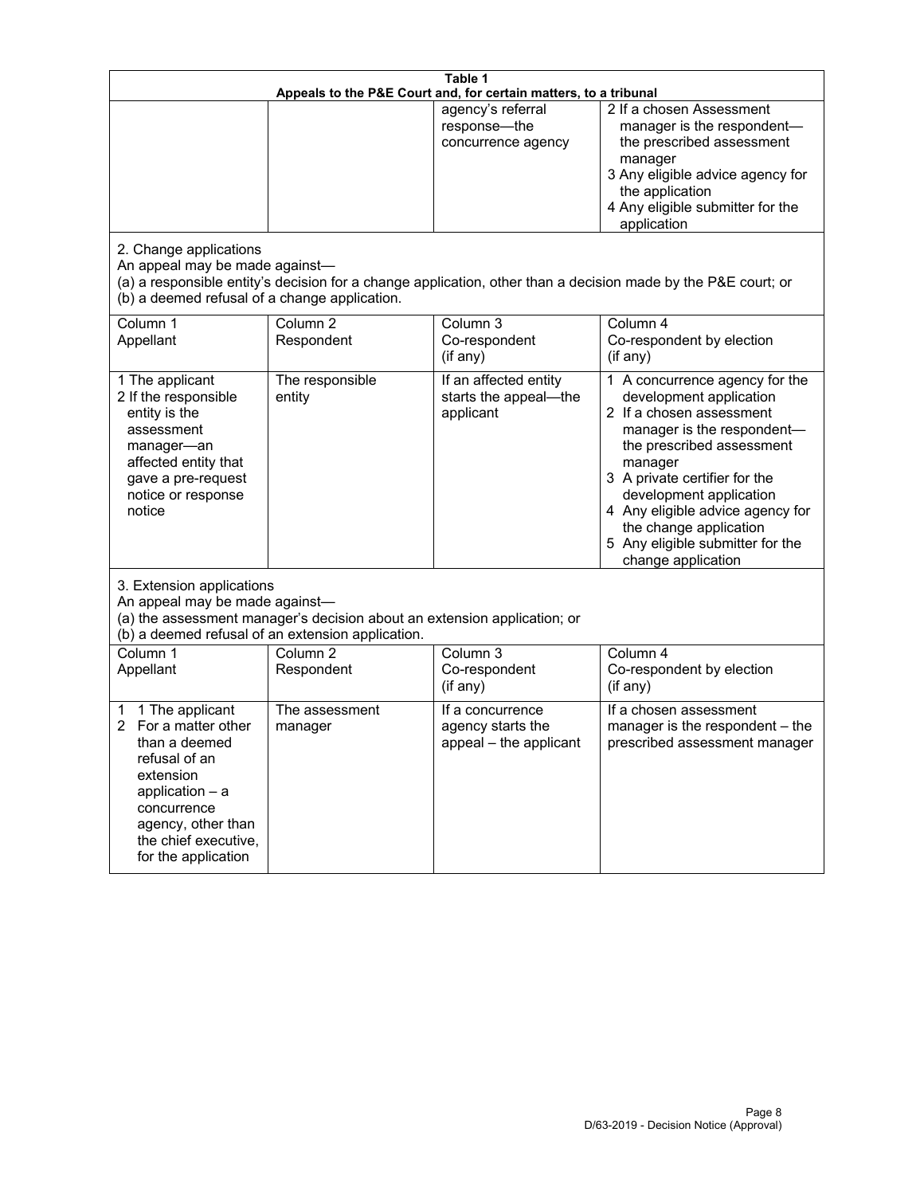**Table 1**
**Appeals to the P&E Court and, for certain matters, to a tribunal**

| | | | |
|---|---|---|---|
| | | agency's referral response—the concurrence agency | 2 If a chosen Assessment manager is the respondent—the prescribed assessment manager<br>3 Any eligible advice agency for the application<br>4 Any eligible submitter for the application |

2. Change applications
An appeal may be made against—
(a) a responsible entity's decision for a change application, other than a decision made by the P&E court; or
(b) a deemed refusal of a change application.

| Column 1<br>Appellant | Column 2<br>Respondent | Column 3<br>Co-respondent<br>(if any) | Column 4<br>Co-respondent by election<br>(if any) |
|---|---|---|---|
| 1 The applicant<br>2 If the responsible entity is the assessment manager—an affected entity that gave a pre-request notice or response notice | The responsible entity | If an affected entity starts the appeal—the applicant | 1 A concurrence agency for the development application<br>2 If a chosen assessment manager is the respondent—the prescribed assessment manager<br>3 A private certifier for the development application<br>4 Any eligible advice agency for the change application<br>5 Any eligible submitter for the change application |

3. Extension applications
An appeal may be made against—
(a) the assessment manager's decision about an extension application; or
(b) a deemed refusal of an extension application.

| Column 1<br>Appellant | Column 2<br>Respondent | Column 3<br>Co-respondent<br>(if any) | Column 4<br>Co-respondent by election<br>(if any) |
|---|---|---|---|
| 1 1 The applicant<br>2 For a matter other than a deemed refusal of an extension application – a concurrence agency, other than the chief executive, for the application | The assessment manager | If a concurrence agency starts the appeal – the applicant | If a chosen assessment manager is the respondent – the prescribed assessment manager |

D/63-2019 - Decision Notice (Approval)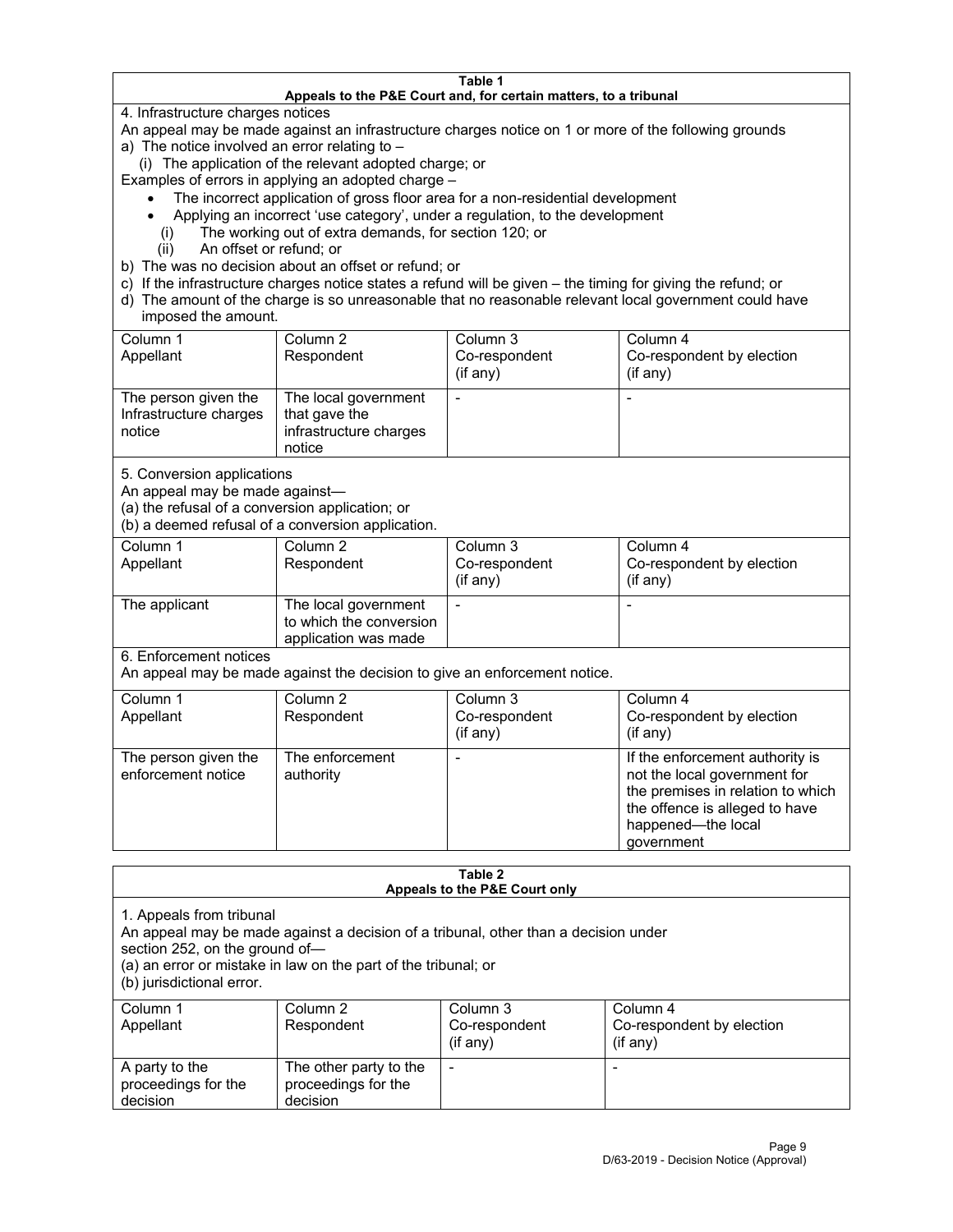**Table 1**
**Appeals to the P&E Court and, for certain matters, to a tribunal**

4. Infrastructure charges notices

An appeal may be made against an infrastructure charges notice on 1 or more of the following grounds

a) The notice involved an error relating to –

(i) The application of the relevant adopted charge; or

Examples of errors in applying an adopted charge –

- The incorrect application of gross floor area for a non-residential development
- Applying an incorrect 'use category', under a regulation, to the development

(i) The working out of extra demands, for section 120; or

(ii) An offset or refund; or

b) The was no decision about an offset or refund; or

c) If the infrastructure charges notice states a refund will be given – the timing for giving the refund; or

d) The amount of the charge is so unreasonable that no reasonable relevant local government could have imposed the amount.

| Column 1 Appellant | Column 2 Respondent | Column 3 Co-respondent (if any) | Column 4 Co-respondent by election (if any) |
|---|---|---|---|
| The person given the Infrastructure charges notice | The local government that gave the infrastructure charges notice | - | - |

5. Conversion applications

An appeal may be made against—

(a) the refusal of a conversion application; or

(b) a deemed refusal of a conversion application.

| Column 1 Appellant | Column 2 Respondent | Column 3 Co-respondent (if any) | Column 4 Co-respondent by election (if any) |
|---|---|---|---|
| The applicant | The local government to which the conversion application was made | - | - |

6. Enforcement notices

An appeal may be made against the decision to give an enforcement notice.

| Column 1 Appellant | Column 2 Respondent | Column 3 Co-respondent (if any) | Column 4 Co-respondent by election (if any) |
|---|---|---|---|
| The person given the enforcement notice | The enforcement authority | - | If the enforcement authority is not the local government for the premises in relation to which the offence is alleged to have happened—the local government |

**Table 2**
**Appeals to the P&E Court only**

1. Appeals from tribunal

An appeal may be made against a decision of a tribunal, other than a decision under section 252, on the ground of—

(a) an error or mistake in law on the part of the tribunal; or

(b) jurisdictional error.

| Column 1 Appellant | Column 2 Respondent | Column 3 Co-respondent (if any) | Column 4 Co-respondent by election (if any) |
|---|---|---|---|
| A party to the proceedings for the decision | The other party to the proceedings for the decision | - | - |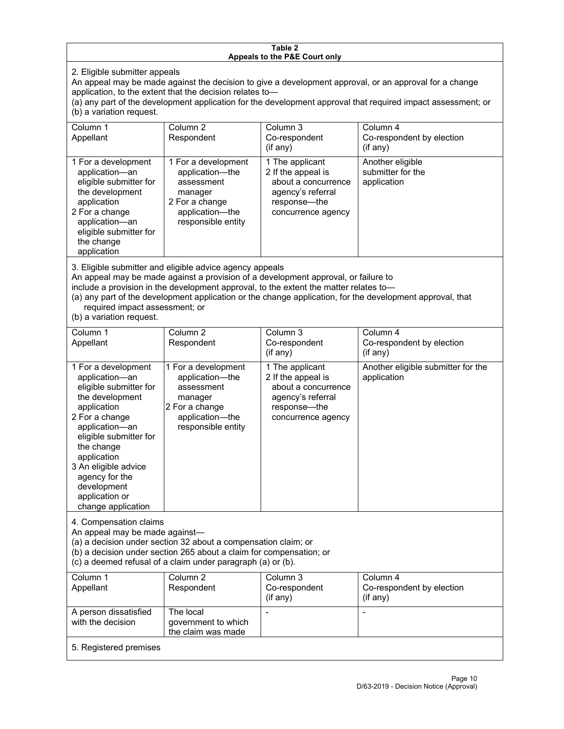**Table 2**
**Appeals to the P&E Court only**

2. Eligible submitter appeals

An appeal may be made against the decision to give a development approval, or an approval for a change application, to the extent that the decision relates to—

(a) any part of the development application for the development approval that required impact assessment; or

(b) a variation request.

| Column 1<br>Appellant | Column 2<br>Respondent | Column 3<br>Co-respondent<br>(if any) | Column 4<br>Co-respondent by election<br>(if any) |
|---|---|---|---|
| 1 For a development application—an eligible submitter for the development application<br>2 For a change application—an eligible submitter for the change application | 1 For a development application—the assessment manager<br>2 For a change application—the responsible entity | 1 The applicant<br>2 If the appeal is about a concurrence agency's referral response—the concurrence agency | Another eligible submitter for the application |

3. Eligible submitter and eligible advice agency appeals

An appeal may be made against a provision of a development approval, or failure to include a provision in the development approval, to the extent the matter relates to—

(a) any part of the development application or the change application, for the development approval, that required impact assessment; or

(b) a variation request.

| Column 1<br>Appellant | Column 2<br>Respondent | Column 3<br>Co-respondent<br>(if any) | Column 4<br>Co-respondent by election<br>(if any) |
|---|---|---|---|
| 1 For a development application—an eligible submitter for the development application<br>2 For a change application—an eligible submitter for the change application<br>3 An eligible advice agency for the development application or change application | 1 For a development application—the assessment manager<br>2 For a change application—the responsible entity | 1 The applicant<br>2 If the appeal is about a concurrence agency's referral response—the concurrence agency | Another eligible submitter for the application |

4. Compensation claims

An appeal may be made against—

(a) a decision under section 32 about a compensation claim; or

(b) a decision under section 265 about a claim for compensation; or

(c) a deemed refusal of a claim under paragraph (a) or (b).

| Column 1<br>Appellant | Column 2<br>Respondent | Column 3<br>Co-respondent<br>(if any) | Column 4<br>Co-respondent by election<br>(if any) |
|---|---|---|---|
| A person dissatisfied with the decision | The local government to which the claim was made | - | - |

5. Registered premises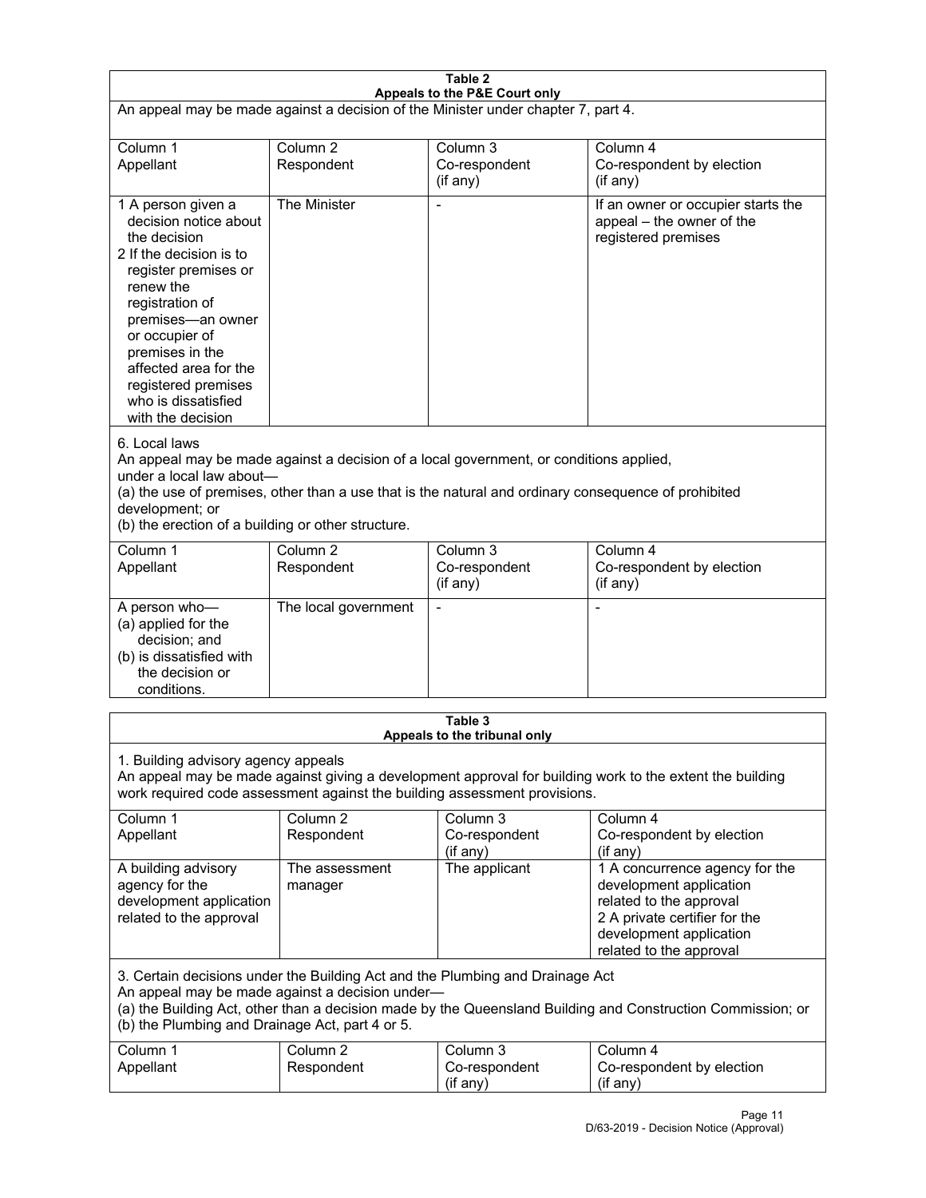**Table 2**
**Appeals to the P&E Court only**

An appeal may be made against a decision of the Minister under chapter 7, part 4.

| Column 1<br>Appellant | Column 2<br>Respondent | Column 3<br>Co-respondent<br>(if any) | Column 4<br>Co-respondent by election<br>(if any) |
|---|---|---|---|
| 1 A person given a decision notice about the decision<br>2 If the decision is to register premises or renew the registration of premises—an owner or occupier of premises in the affected area for the registered premises who is dissatisfied with the decision | The Minister | - | If an owner or occupier starts the appeal – the owner of the registered premises |

6. Local laws

An appeal may be made against a decision of a local government, or conditions applied, under a local law about—

(a) the use of premises, other than a use that is the natural and ordinary consequence of prohibited development; or

(b) the erection of a building or other structure.

| Column 1<br>Appellant | Column 2<br>Respondent | Column 3<br>Co-respondent<br>(if any) | Column 4<br>Co-respondent by election<br>(if any) |
|---|---|---|---|
| A person who—<br>(a) applied for the decision; and<br>(b) is dissatisfied with the decision or conditions. | The local government | - | - |

**Table 3**
**Appeals to the tribunal only**

1. Building advisory agency appeals

An appeal may be made against giving a development approval for building work to the extent the building work required code assessment against the building assessment provisions.

| Column 1<br>Appellant | Column 2<br>Respondent | Column 3<br>Co-respondent<br>(if any) | Column 4<br>Co-respondent by election<br>(if any) |
|---|---|---|---|
| A building advisory agency for the development application related to the approval | The assessment manager | The applicant | 1 A concurrence agency for the development application related to the approval<br>2 A private certifier for the development application related to the approval |

3. Certain decisions under the Building Act and the Plumbing and Drainage Act

An appeal may be made against a decision under—

(a) the Building Act, other than a decision made by the Queensland Building and Construction Commission; or

(b) the Plumbing and Drainage Act, part 4 or 5.

| Column 1<br>Appellant | Column 2<br>Respondent | Column 3<br>Co-respondent<br>(if any) | Column 4<br>Co-respondent by election<br>(if any) |
|---|---|---|---|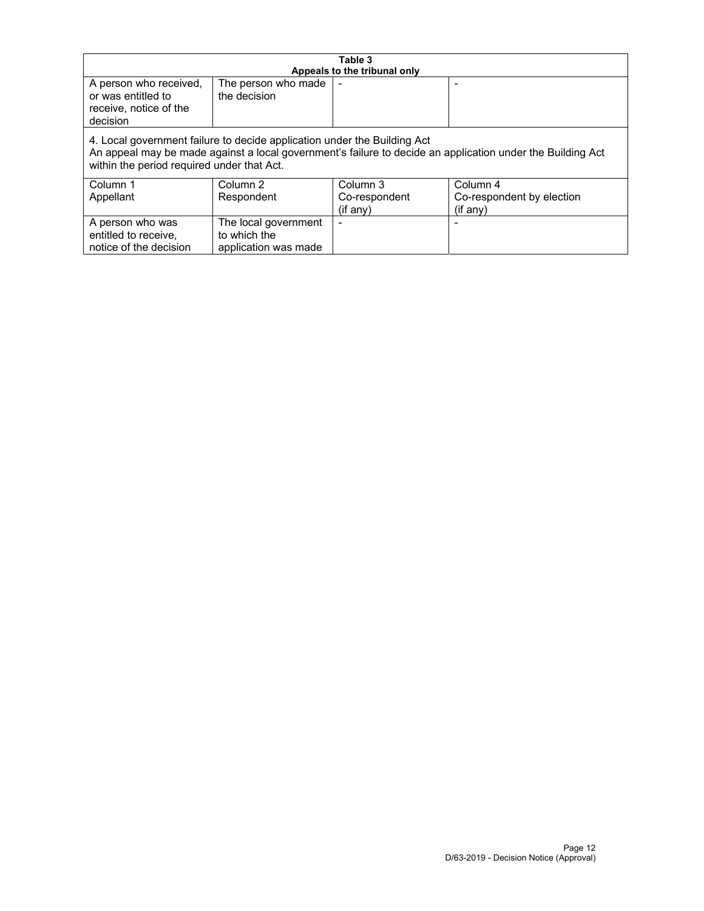**Table 3**
**Appeals to the tribunal only**

| | | | |
|---|---|---|---|
| A person who received, or was entitled to receive, notice of the decision | The person who made the decision | - | - |

4. Local government failure to decide application under the Building Act
An appeal may be made against a local government's failure to decide an application under the Building Act within the period required under that Act.

| Column 1<br>Appellant | Column 2<br>Respondent | Column 3<br>Co-respondent (if any) | Column 4<br>Co-respondent by election (if any) |
|---|---|---|---|
| A person who was entitled to receive, notice of the decision | The local government to which the application was made | - | - |

D/63-2019 - Decision Notice (Approval)